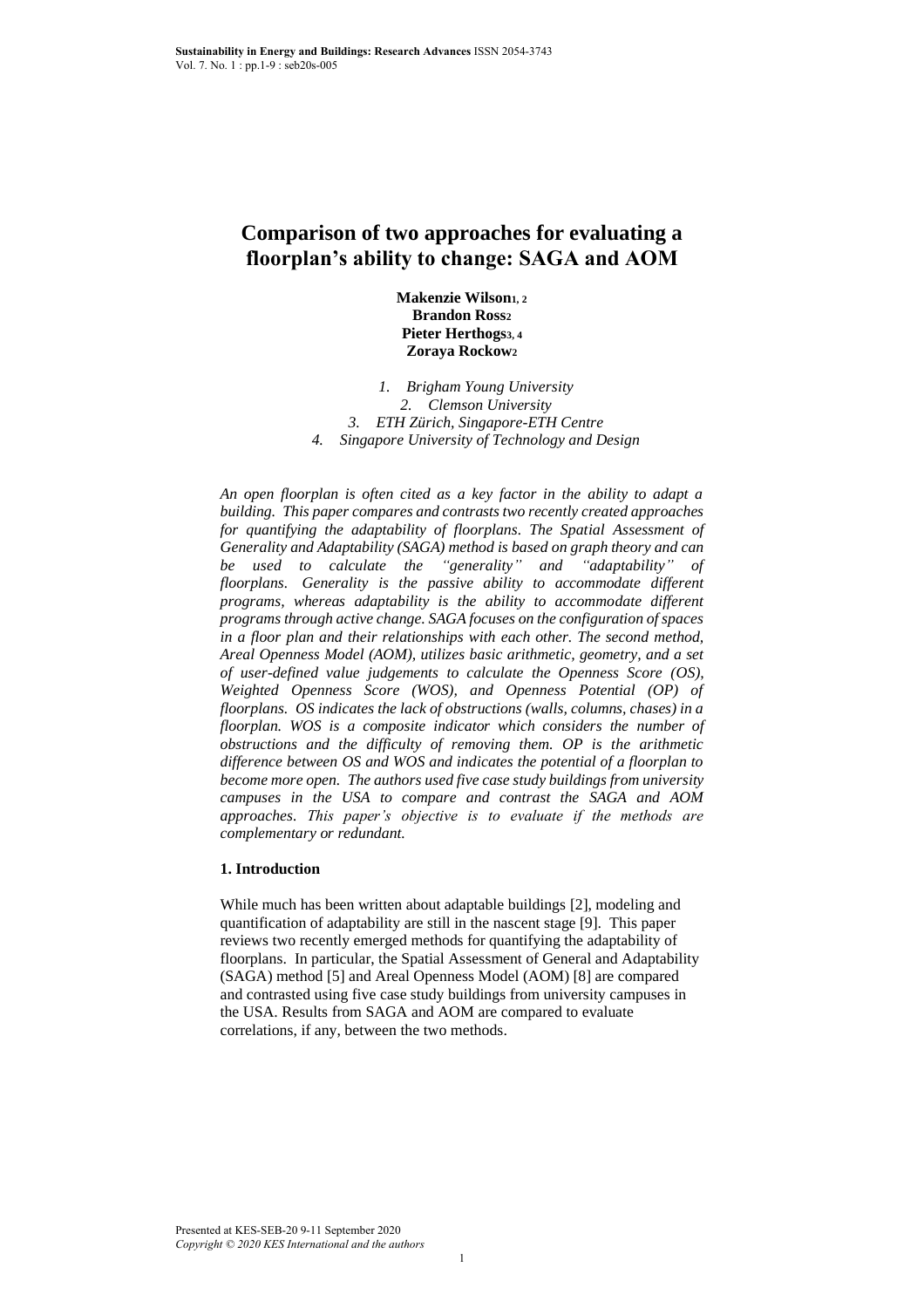# Comparison of two approaches for evaluating a floorplan's ability to change: SAGA and AOM

**Makenzie Wilson[1, 2]**
**Brandon Ross[2]**
**Pieter Herthogs[3, 4]**
**Zoraya Rockow[2]**

1. *Brigham Young University*
2. *Clemson University*
3. *ETH Zürich, Singapore-ETH Centre*
4. *Singapore University of Technology and Design*

*An open floorplan is often cited as a key factor in the ability to adapt a building. This paper compares and contrasts two recently created approaches for quantifying the adaptability of floorplans. The Spatial Assessment of Generality and Adaptability (SAGA) method is based on graph theory and can be used to calculate the "generality" and "adaptability" of floorplans. Generality is the passive ability to accommodate different programs, whereas adaptability is the ability to accommodate different programs through active change. SAGA focuses on the configuration of spaces in a floor plan and their relationships with each other. The second method, Areal Openness Model (AOM), utilizes basic arithmetic, geometry, and a set of user-defined value judgements to calculate the Openness Score (OS), Weighted Openness Score (WOS), and Openness Potential (OP) of floorplans. OS indicates the lack of obstructions (walls, columns, chases) in a floorplan. WOS is a composite indicator which considers the number of obstructions and the difficulty of removing them. OP is the arithmetic difference between OS and WOS and indicates the potential of a floorplan to become more open. The authors used five case study buildings from university campuses in the USA to compare and contrast the SAGA and AOM approaches. This paper's objective is to evaluate if the methods are complementary or redundant.*

## 1. Introduction

While much has been written about adaptable buildings [2], modeling and quantification of adaptability are still in the nascent stage [9]. This paper reviews two recently emerged methods for quantifying the adaptability of floorplans. In particular, the Spatial Assessment of General and Adaptability (SAGA) method [5] and Areal Openness Model (AOM) [8] are compared and contrasted using five case study buildings from university campuses in the USA. Results from SAGA and AOM are compared to evaluate correlations, if any, between the two methods.

Presented at KES-SEB-20 9-11 September 2020
*Copyright © 2020 KES International and the authors*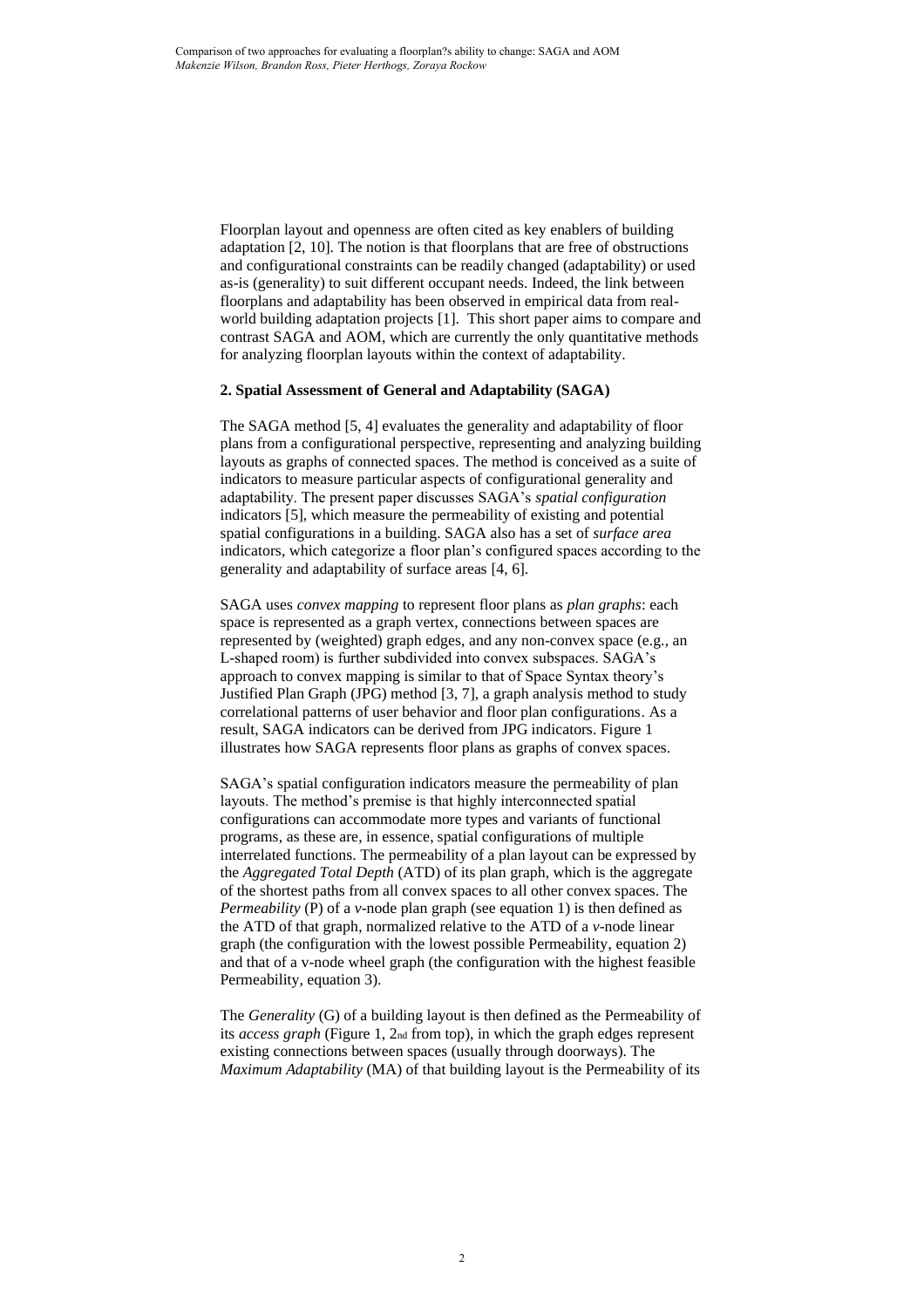Floorplan layout and openness are often cited as key enablers of building adaptation [2, 10]. The notion is that floorplans that are free of obstructions and configurational constraints can be readily changed (adaptability) or used as-is (generality) to suit different occupant needs. Indeed, the link between floorplans and adaptability has been observed in empirical data from real-world building adaptation projects [1]. This short paper aims to compare and contrast SAGA and AOM, which are currently the only quantitative methods for analyzing floorplan layouts within the context of adaptability.

## 2. Spatial Assessment of General and Adaptability (SAGA)

The SAGA method [5, 4] evaluates the generality and adaptability of floor plans from a configurational perspective, representing and analyzing building layouts as graphs of connected spaces. The method is conceived as a suite of indicators to measure particular aspects of configurational generality and adaptability. The present paper discusses SAGA's *spatial configuration* indicators [5], which measure the permeability of existing and potential spatial configurations in a building. SAGA also has a set of *surface area* indicators, which categorize a floor plan's configured spaces according to the generality and adaptability of surface areas [4, 6].

SAGA uses *convex mapping* to represent floor plans as *plan graphs*: each space is represented as a graph vertex, connections between spaces are represented by (weighted) graph edges, and any non-convex space (e.g., an L-shaped room) is further subdivided into convex subspaces. SAGA's approach to convex mapping is similar to that of Space Syntax theory's Justified Plan Graph (JPG) method [3, 7], a graph analysis method to study correlational patterns of user behavior and floor plan configurations. As a result, SAGA indicators can be derived from JPG indicators. Figure 1 illustrates how SAGA represents floor plans as graphs of convex spaces.

SAGA's spatial configuration indicators measure the permeability of plan layouts. The method's premise is that highly interconnected spatial configurations can accommodate more types and variants of functional programs, as these are, in essence, spatial configurations of multiple interrelated functions. The permeability of a plan layout can be expressed by the *Aggregated Total Depth* (ATD) of its plan graph, which is the aggregate of the shortest paths from all convex spaces to all other convex spaces. The *Permeability* (P) of a *v*-node plan graph (see equation 1) is then defined as the ATD of that graph, normalized relative to the ATD of a *v*-node linear graph (the configuration with the lowest possible Permeability, equation 2) and that of a v-node wheel graph (the configuration with the highest feasible Permeability, equation 3).

The *Generality* (G) of a building layout is then defined as the Permeability of its *access graph* (Figure 1, 2nd from top), in which the graph edges represent existing connections between spaces (usually through doorways). The *Maximum Adaptability* (MA) of that building layout is the Permeability of its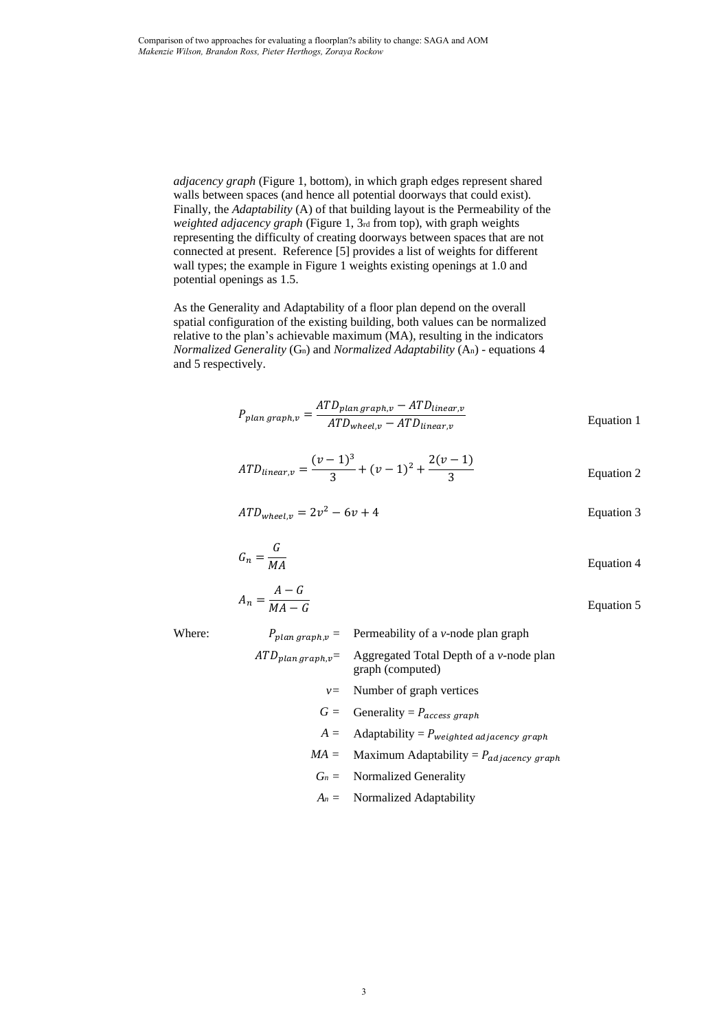*adjacency graph* (Figure 1, bottom), in which graph edges represent shared walls between spaces (and hence all potential doorways that could exist). Finally, the *Adaptability* (A) of that building layout is the Permeability of the *weighted adjacency graph* (Figure 1, 3rd from top), with graph weights representing the difficulty of creating doorways between spaces that are not connected at present. Reference [5] provides a list of weights for different wall types; the example in Figure 1 weights existing openings at 1.0 and potential openings as 1.5.

As the Generality and Adaptability of a floor plan depend on the overall spatial configuration of the existing building, both values can be normalized relative to the plan's achievable maximum (MA), resulting in the indicators *Normalized Generality* ($G_n$) and *Normalized Adaptability* ($A_n$) - equations 4 and 5 respectively.

$$P_{plan\,graph,v} = \frac{ATD_{plan\,graph,v} - ATD_{linear,v}}{ATD_{wheel,v} - ATD_{linear,v}} \quad \text{Equation 1}$$

$$ATD_{linear,v} = \frac{(v-1)^3}{3} + (v-1)^2 + \frac{2(v-1)}{3} \quad \text{Equation 2}$$

$$ATD_{wheel,v} = 2v^2 - 6v + 4 \quad \text{Equation 3}$$

$$G_n = \frac{G}{MA} \quad \text{Equation 4}$$

$$A_n = \frac{A - G}{MA - G} \quad \text{Equation 5}$$

Where:

- $P_{plan\,graph,v}$ = Permeability of a *v*-node plan graph
- $ATD_{plan\,graph,v}$ = Aggregated Total Depth of a *v*-node plan graph (computed)
- $v$ = Number of graph vertices
- $G$ = Generality = $P_{access\,graph}$
- $A$ = Adaptability = $P_{weighted\,adjacency\,graph}$
- $MA$ = Maximum Adaptability = $P_{adjacency\,graph}$
- $G_n$ = Normalized Generality
- $A_n$ = Normalized Adaptability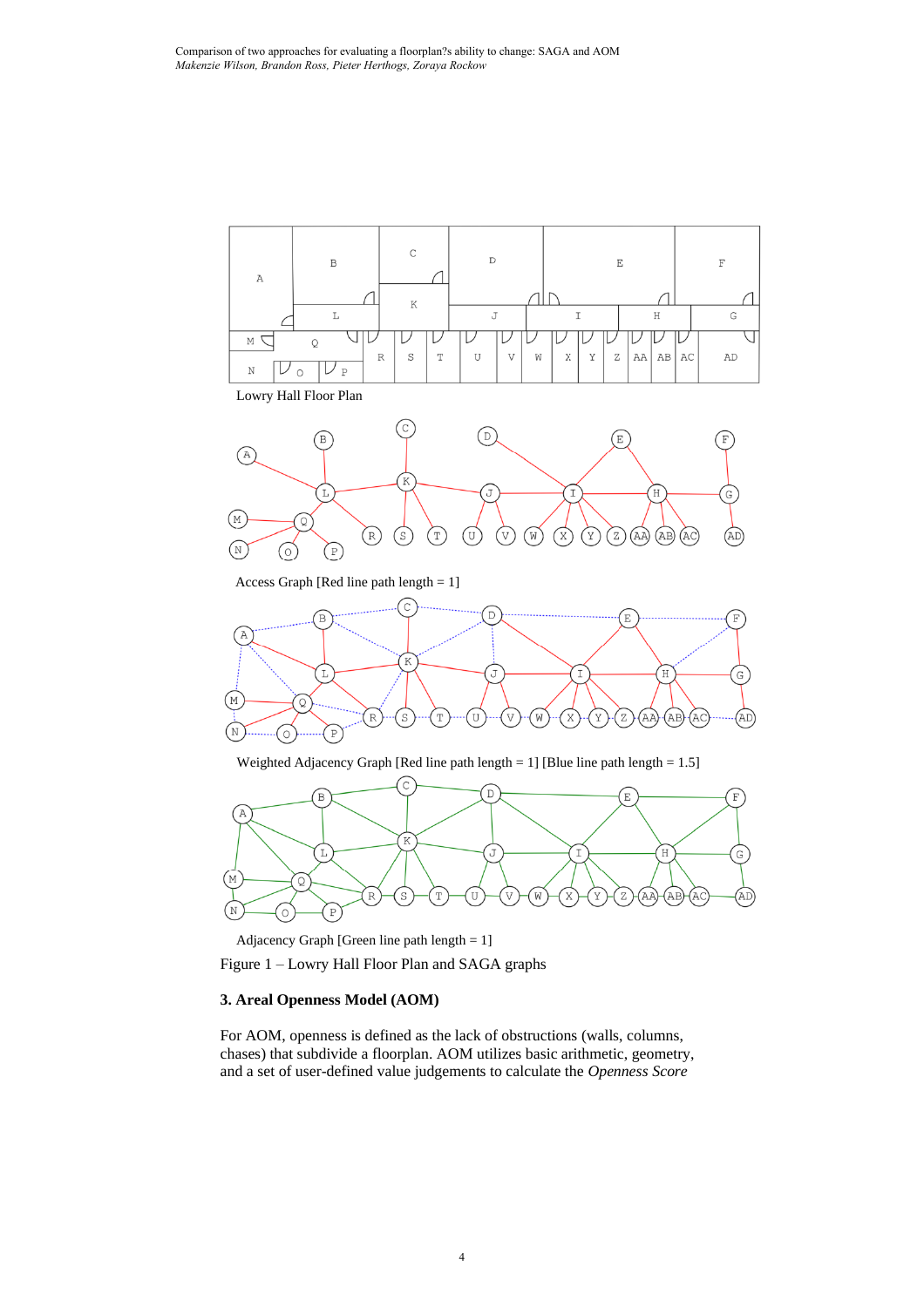Lowry Hall Floor Plan

Access Graph [Red line path length = 1]

Weighted Adjacency Graph [Red line path length = 1] [Blue line path length = 1.5]

Adjacency Graph [Green line path length = 1]

Figure 1 – Lowry Hall Floor Plan and SAGA graphs

### 3. Areal Openness Model (AOM)

For AOM, openness is defined as the lack of obstructions (walls, columns, chases) that subdivide a floorplan. AOM utilizes basic arithmetic, geometry, and a set of user-defined value judgements to calculate the *Openness Score*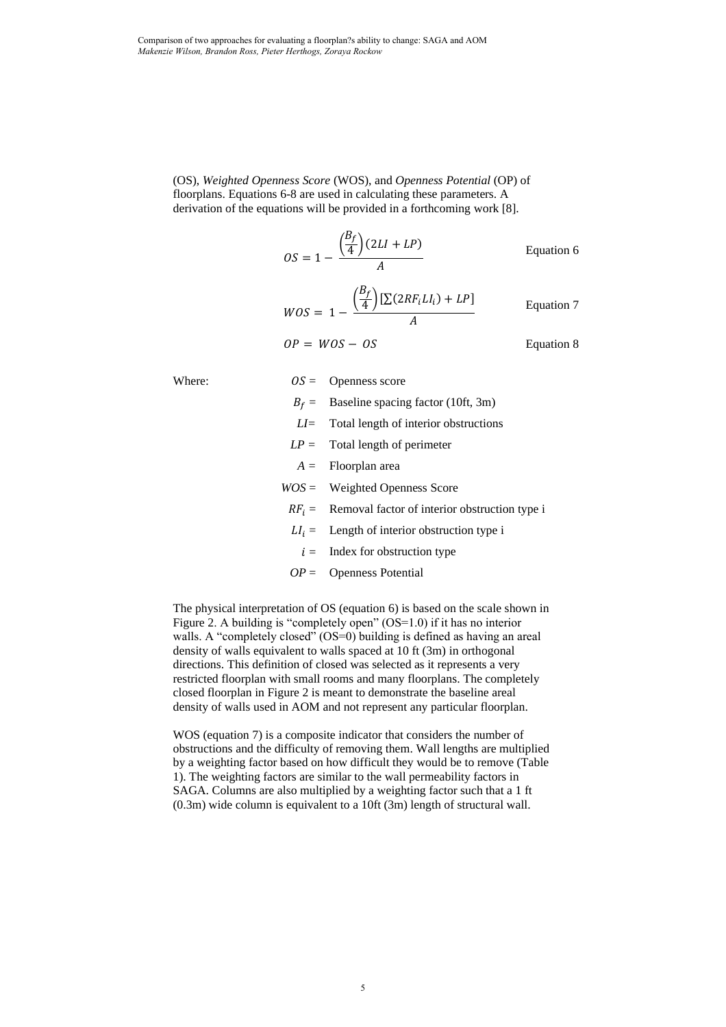(OS), *Weighted Openness Score* (WOS), and *Openness Potential* (OP) of floorplans. Equations 6-8 are used in calculating these parameters. A derivation of the equations will be provided in a forthcoming work [8].

$$OS = 1 - \frac{\left(\frac{B_f}{4}\right)(2LI + LP)}{A} \quad \text{Equation 6}$$

$$WOS = 1 - \frac{\left(\frac{B_f}{4}\right)\left[\sum(2RF_i LI_i) + LP\right]}{A} \quad \text{Equation 7}$$

$$OP = WOS - OS \quad \text{Equation 8}$$

Where:

- $OS$ = Openness score
- $B_f$ = Baseline spacing factor (10ft, 3m)
- $LI$ = Total length of interior obstructions
- $LP$ = Total length of perimeter
- $A$ = Floorplan area
- $WOS$ = Weighted Openness Score
- $RF_i$ = Removal factor of interior obstruction type i
- $LI_i$ = Length of interior obstruction type i
- $i$ = Index for obstruction type
- $OP$ = Openness Potential

The physical interpretation of OS (equation 6) is based on the scale shown in Figure 2. A building is "completely open" (OS=1.0) if it has no interior walls. A "completely closed" (OS=0) building is defined as having an areal density of walls equivalent to walls spaced at 10 ft (3m) in orthogonal directions. This definition of closed was selected as it represents a very restricted floorplan with small rooms and many floorplans. The completely closed floorplan in Figure 2 is meant to demonstrate the baseline areal density of walls used in AOM and not represent any particular floorplan.

WOS (equation 7) is a composite indicator that considers the number of obstructions and the difficulty of removing them. Wall lengths are multiplied by a weighting factor based on how difficult they would be to remove (Table 1). The weighting factors are similar to the wall permeability factors in SAGA. Columns are also multiplied by a weighting factor such that a 1 ft (0.3m) wide column is equivalent to a 10ft (3m) length of structural wall.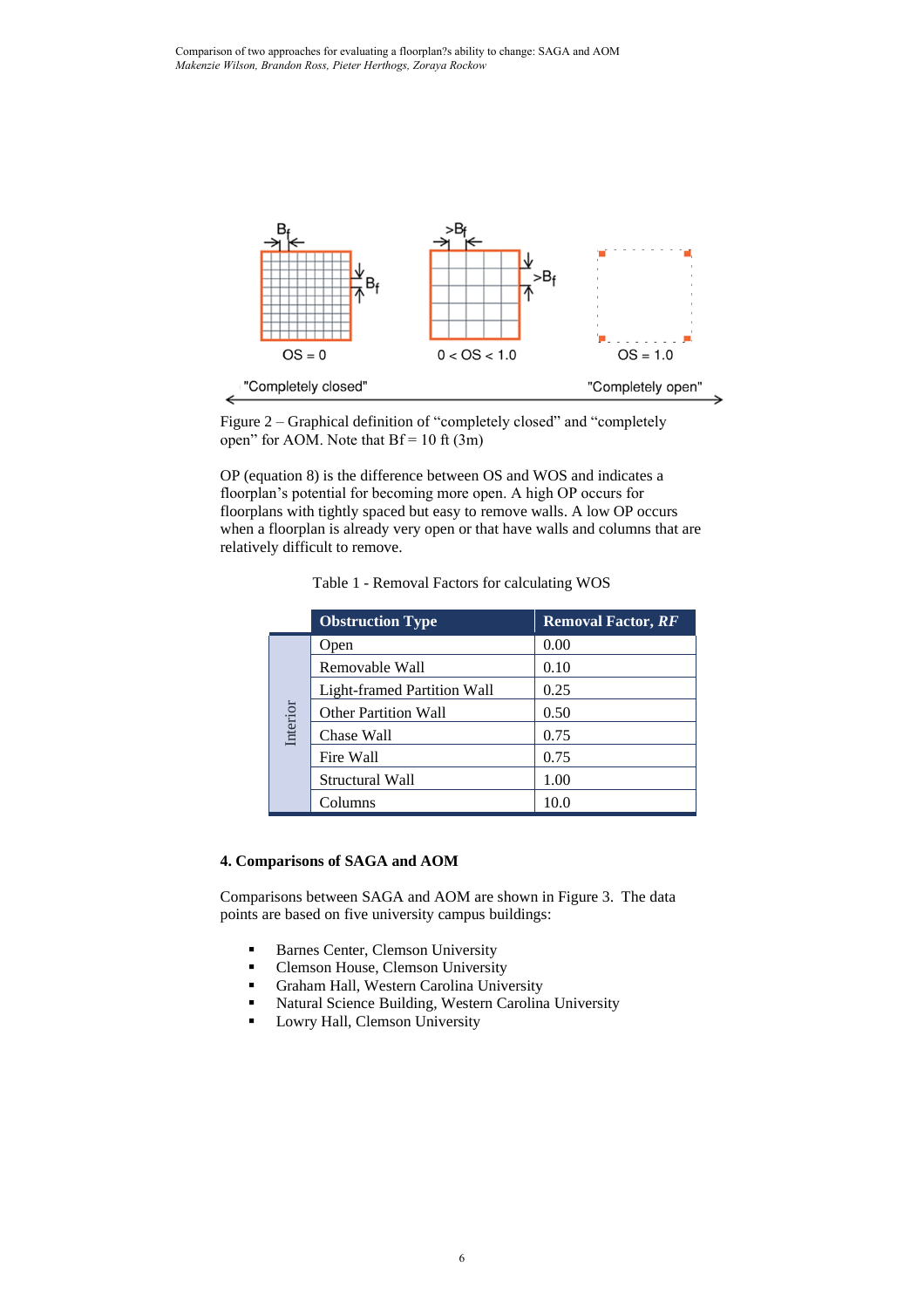Figure 2 – Graphical definition of “completely closed” and “completely open” for AOM. Note that Bf = 10 ft (3m)

OP (equation 8) is the difference between OS and WOS and indicates a floorplan’s potential for becoming more open. A high OP occurs for floorplans with tightly spaced but easy to remove walls. A low OP occurs when a floorplan is already very open or that have walls and columns that are relatively difficult to remove.

Table 1 - Removal Factors for calculating WOS

| | Obstruction Type | Removal Factor, *RF* |
|---|---|---|
| Interior | Open | 0.00 |
| | Removable Wall | 0.10 |
| | Light-framed Partition Wall | 0.25 |
| | Other Partition Wall | 0.50 |
| | Chase Wall | 0.75 |
| | Fire Wall | 0.75 |
| | Structural Wall | 1.00 |
| | Columns | 10.0 |

**4. Comparisons of SAGA and AOM**

Comparisons between SAGA and AOM are shown in Figure 3. The data points are based on five university campus buildings:

- Barnes Center, Clemson University
- Clemson House, Clemson University
- Graham Hall, Western Carolina University
- Natural Science Building, Western Carolina University
- Lowry Hall, Clemson University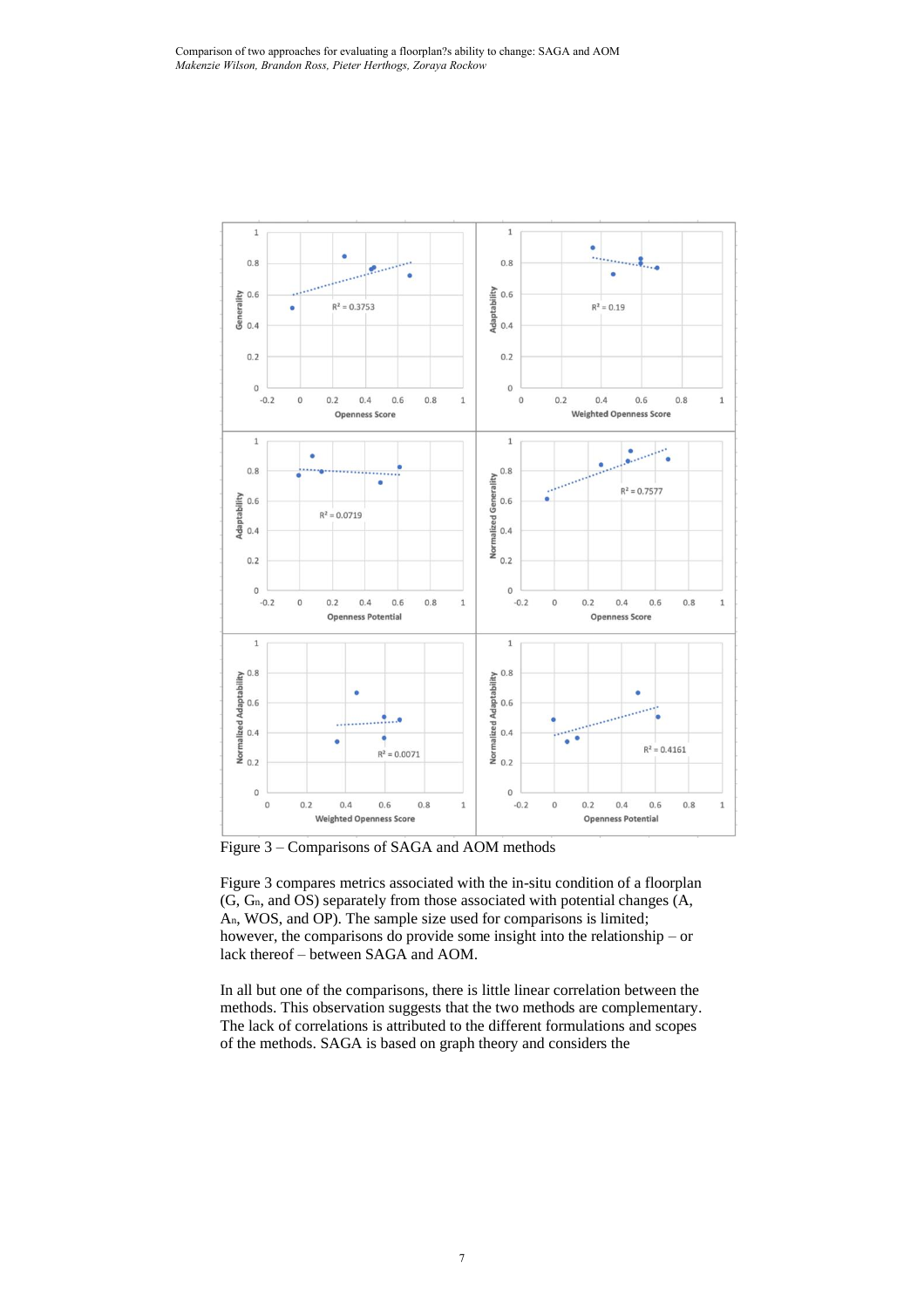Figure 3 – Comparisons of SAGA and AOM methods

Figure 3 compares metrics associated with the in-situ condition of a floorplan (G, $G_n$, and OS) separately from those associated with potential changes (A, $A_n$, WOS, and OP). The sample size used for comparisons is limited; however, the comparisons do provide some insight into the relationship – or lack thereof – between SAGA and AOM.

In all but one of the comparisons, there is little linear correlation between the methods. This observation suggests that the two methods are complementary. The lack of correlations is attributed to the different formulations and scopes of the methods. SAGA is based on graph theory and considers the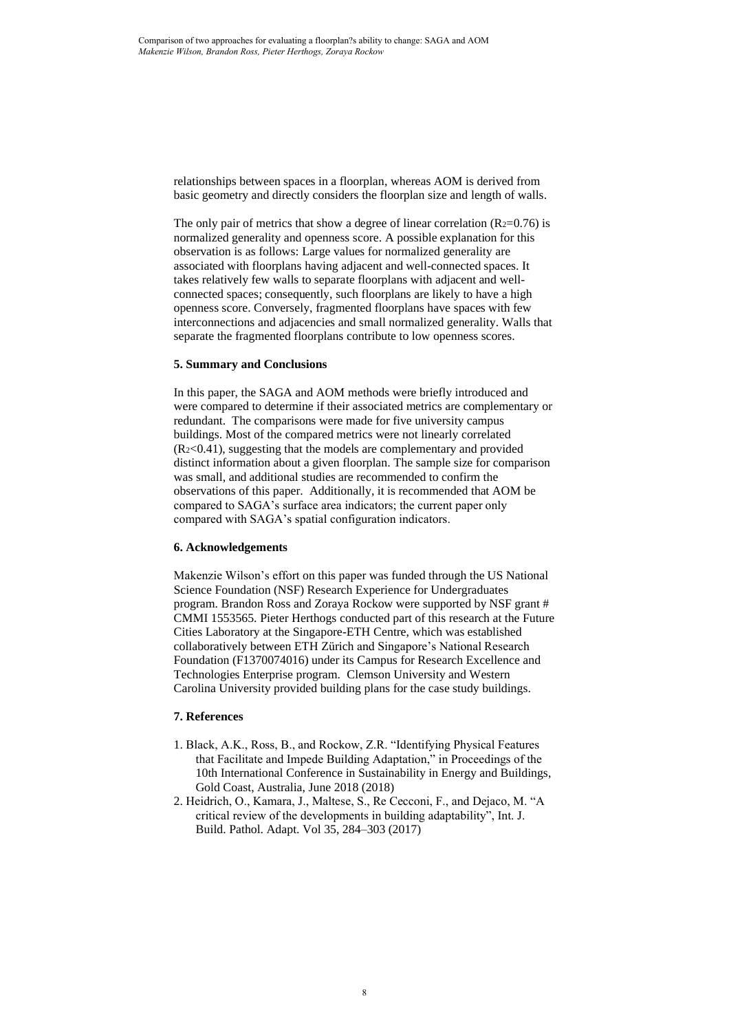relationships between spaces in a floorplan, whereas AOM is derived from basic geometry and directly considers the floorplan size and length of walls.

The only pair of metrics that show a degree of linear correlation ($R^2$=0.76) is normalized generality and openness score. A possible explanation for this observation is as follows: Large values for normalized generality are associated with floorplans having adjacent and well-connected spaces. It takes relatively few walls to separate floorplans with adjacent and well-connected spaces; consequently, such floorplans are likely to have a high openness score. Conversely, fragmented floorplans have spaces with few interconnections and adjacencies and small normalized generality. Walls that separate the fragmented floorplans contribute to low openness scores.

### 5. Summary and Conclusions

In this paper, the SAGA and AOM methods were briefly introduced and were compared to determine if their associated metrics are complementary or redundant. The comparisons were made for five university campus buildings. Most of the compared metrics were not linearly correlated ($R^2$<0.41), suggesting that the models are complementary and provided distinct information about a given floorplan. The sample size for comparison was small, and additional studies are recommended to confirm the observations of this paper. Additionally, it is recommended that AOM be compared to SAGA's surface area indicators; the current paper only compared with SAGA's spatial configuration indicators.

### 6. Acknowledgements

Makenzie Wilson's effort on this paper was funded through the US National Science Foundation (NSF) Research Experience for Undergraduates program. Brandon Ross and Zoraya Rockow were supported by NSF grant # CMMI 1553565. Pieter Herthogs conducted part of this research at the Future Cities Laboratory at the Singapore-ETH Centre, which was established collaboratively between ETH Zürich and Singapore's National Research Foundation (F1370074016) under its Campus for Research Excellence and Technologies Enterprise program. Clemson University and Western Carolina University provided building plans for the case study buildings.

### 7. References

1. Black, A.K., Ross, B., and Rockow, Z.R. "Identifying Physical Features that Facilitate and Impede Building Adaptation," in Proceedings of the 10th International Conference in Sustainability in Energy and Buildings, Gold Coast, Australia, June 2018 (2018)
2. Heidrich, O., Kamara, J., Maltese, S., Re Cecconi, F., and Dejaco, M. "A critical review of the developments in building adaptability", Int. J. Build. Pathol. Adapt. Vol 35, 284–303 (2017)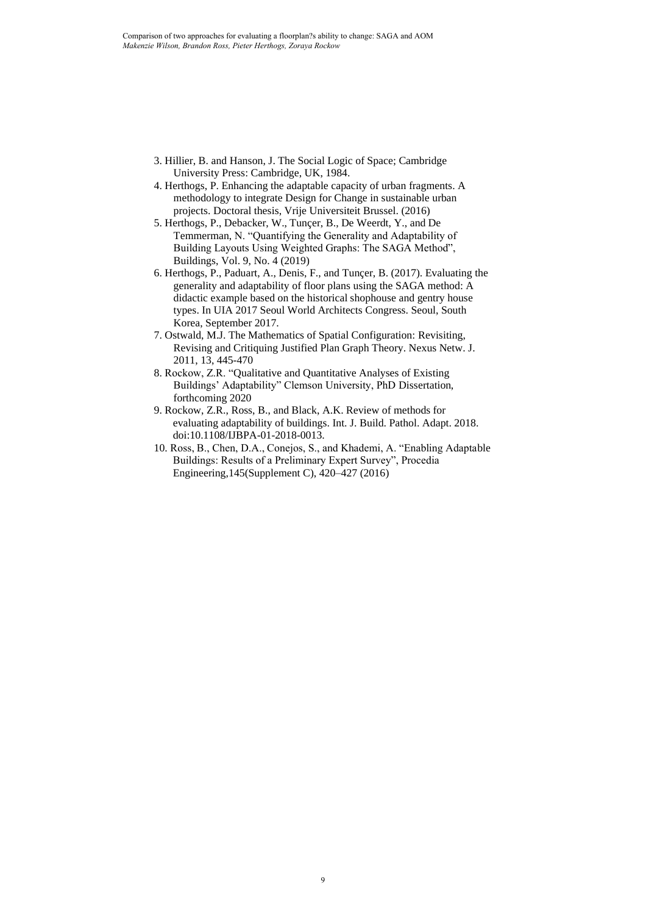3. Hillier, B. and Hanson, J. The Social Logic of Space; Cambridge University Press: Cambridge, UK, 1984.
4. Herthogs, P. Enhancing the adaptable capacity of urban fragments. A methodology to integrate Design for Change in sustainable urban projects. Doctoral thesis, Vrije Universiteit Brussel. (2016)
5. Herthogs, P., Debacker, W., Tunçer, B., De Weerdt, Y., and De Temmerman, N. "Quantifying the Generality and Adaptability of Building Layouts Using Weighted Graphs: The SAGA Method", Buildings, Vol. 9, No. 4 (2019)
6. Herthogs, P., Paduart, A., Denis, F., and Tunçer, B. (2017). Evaluating the generality and adaptability of floor plans using the SAGA method: A didactic example based on the historical shophouse and gentry house types. In UIA 2017 Seoul World Architects Congress. Seoul, South Korea, September 2017.
7. Ostwald, M.J. The Mathematics of Spatial Configuration: Revisiting, Revising and Critiquing Justified Plan Graph Theory. Nexus Netw. J. 2011, 13, 445-470
8. Rockow, Z.R. "Qualitative and Quantitative Analyses of Existing Buildings' Adaptability" Clemson University, PhD Dissertation, forthcoming 2020
9. Rockow, Z.R., Ross, B., and Black, A.K. Review of methods for evaluating adaptability of buildings. Int. J. Build. Pathol. Adapt. 2018. doi:10.1108/IJBPA-01-2018-0013.
10. Ross, B., Chen, D.A., Conejos, S., and Khademi, A. "Enabling Adaptable Buildings: Results of a Preliminary Expert Survey", Procedia Engineering,145(Supplement C), 420–427 (2016)